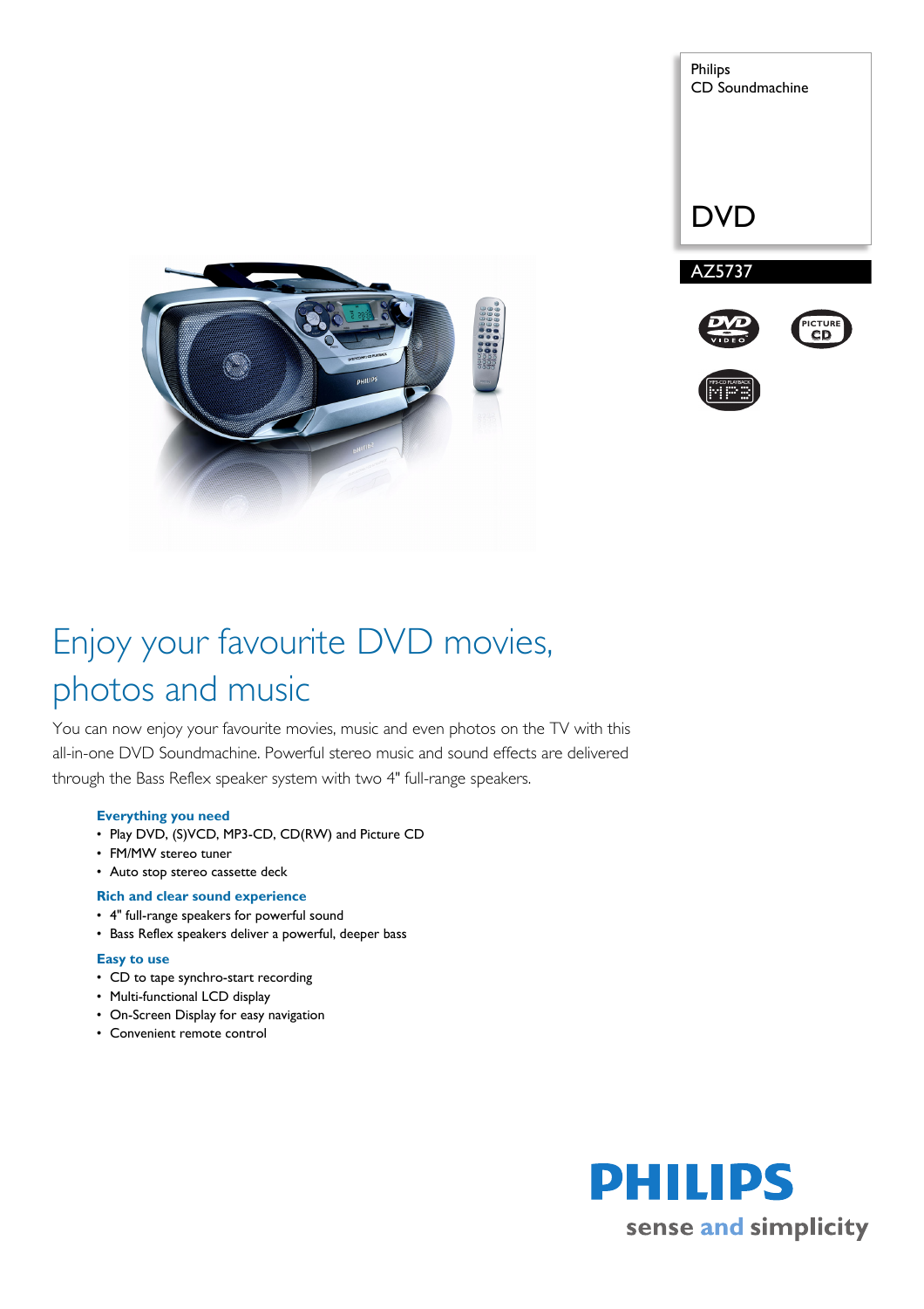Philips
CD Soundmachine

DVD

AZ5737

# Enjoy your favourite DVD movies, photos and music

You can now enjoy your favourite movies, music and even photos on the TV with this all-in-one DVD Soundmachine. Powerful stereo music and sound effects are delivered through the Bass Reflex speaker system with two 4" full-range speakers.

### Everything you need

- Play DVD, (S)VCD, MP3-CD, CD(RW) and Picture CD
- FM/MW stereo tuner
- Auto stop stereo cassette deck

### Rich and clear sound experience

- 4" full-range speakers for powerful sound
- Bass Reflex speakers deliver a powerful, deeper bass

### Easy to use

- CD to tape synchro-start recording
- Multi-functional LCD display
- On-Screen Display for easy navigation
- Convenient remote control

PHILIPS
sense and simplicity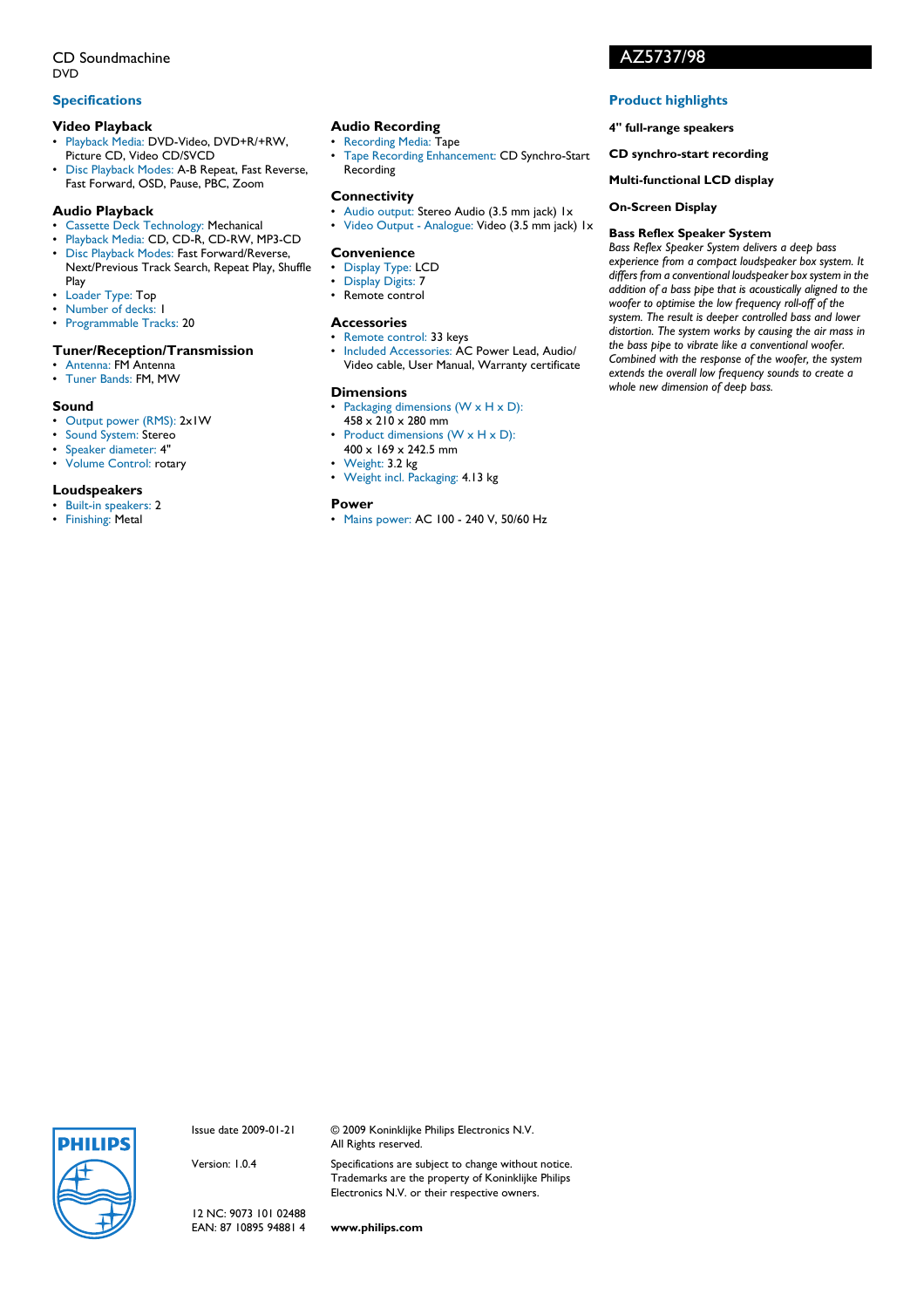CD Soundmachine
DVD

# AZ5737/98

## Specifications

### Video Playback
- Playback Media: DVD-Video, DVD+R/+RW, Picture CD, Video CD/SVCD
- Disc Playback Modes: A-B Repeat, Fast Reverse, Fast Forward, OSD, Pause, PBC, Zoom

### Audio Playback
- Cassette Deck Technology: Mechanical
- Playback Media: CD, CD-R, CD-RW, MP3-CD
- Disc Playback Modes: Fast Forward/Reverse, Next/Previous Track Search, Repeat Play, Shuffle Play
- Loader Type: Top
- Number of decks: 1
- Programmable Tracks: 20

### Tuner/Reception/Transmission
- Antenna: FM Antenna
- Tuner Bands: FM, MW

### Sound
- Output power (RMS): 2x1W
- Sound System: Stereo
- Speaker diameter: 4"
- Volume Control: rotary

### Loudspeakers
- Built-in speakers: 2
- Finishing: Metal

### Audio Recording
- Recording Media: Tape
- Tape Recording Enhancement: CD Synchro-Start Recording

### Connectivity
- Audio output: Stereo Audio (3.5 mm jack) 1x
- Video Output - Analogue: Video (3.5 mm jack) 1x

### Convenience
- Display Type: LCD
- Display Digits: 7
- Remote control

### Accessories
- Remote control: 33 keys
- Included Accessories: AC Power Lead, Audio/Video cable, User Manual, Warranty certificate

### Dimensions
- Packaging dimensions (W x H x D): 458 x 210 x 280 mm
- Product dimensions (W x H x D): 400 x 169 x 242.5 mm
- Weight: 3.2 kg
- Weight incl. Packaging: 4.13 kg

### Power
- Mains power: AC 100 - 240 V, 50/60 Hz

## Product highlights

**4" full-range speakers**

**CD synchro-start recording**

**Multi-functional LCD display**

**On-Screen Display**

**Bass Reflex Speaker System**

*Bass Reflex Speaker System delivers a deep bass experience from a compact loudspeaker box system. It differs from a conventional loudspeaker box system in the addition of a bass pipe that is acoustically aligned to the woofer to optimise the low frequency roll-off of the system. The result is deeper controlled bass and lower distortion. The system works by causing the air mass in the bass pipe to vibrate like a conventional woofer. Combined with the response of the woofer, the system extends the overall low frequency sounds to create a whole new dimension of deep bass.*

PHILIPS

Issue date 2009-01-21

Version: 1.0.4

12 NC: 9073 101 02488
EAN: 87 10895 94881 4

© 2009 Koninklijke Philips Electronics N.V.
All Rights reserved.

Specifications are subject to change without notice. Trademarks are the property of Koninklijke Philips Electronics N.V. or their respective owners.

**www.philips.com**